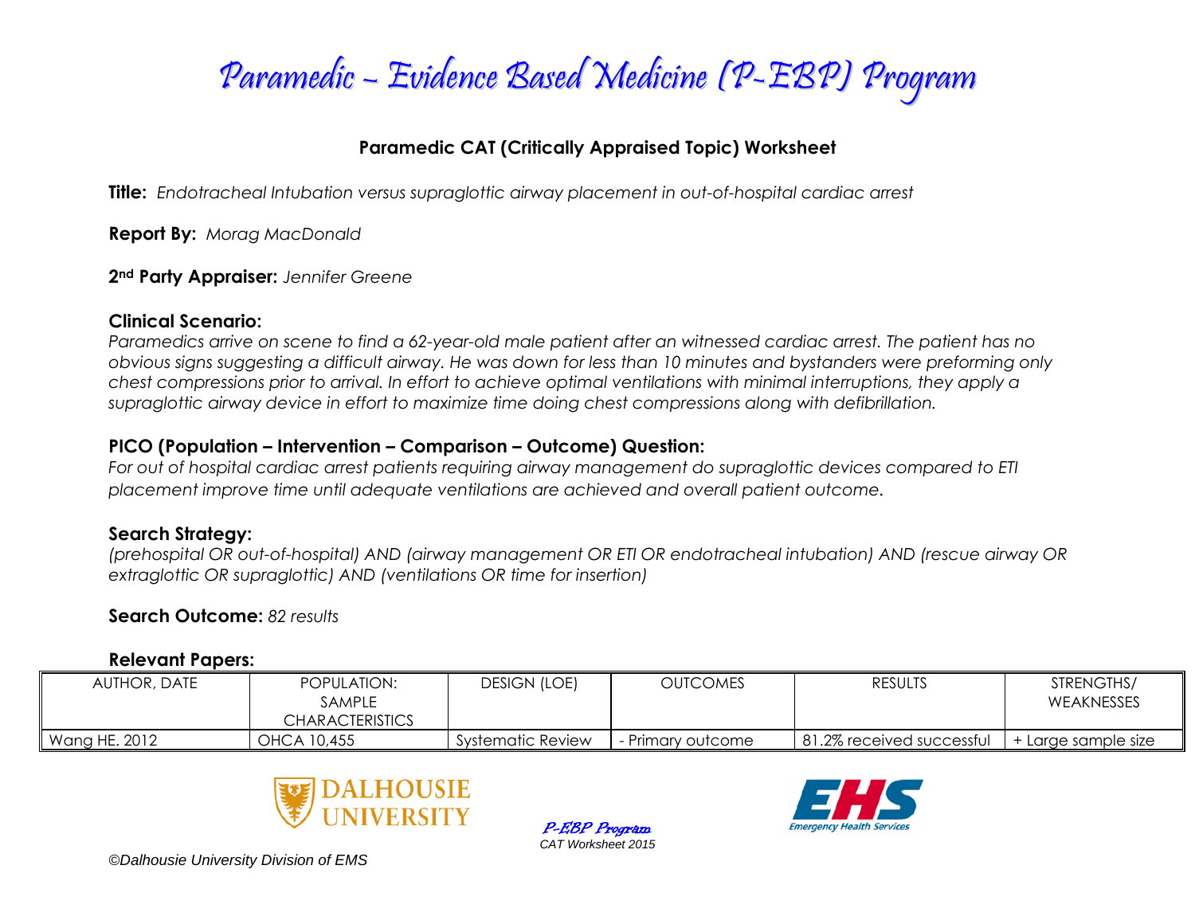# Paramedic – Evidence Based Medicine (P-EBP) Program

## Paramedic CAT (Critically Appraised Topic) Worksheet

**Title:** *Endotracheal Intubation versus supraglottic airway placement in out-of-hospital cardiac arrest*

**Report By:** *Morag MacDonald*

**2nd Party Appraiser:** *Jennifer Greene*

### Clinical Scenario:

*Paramedics arrive on scene to find a 62-year-old male patient after an witnessed cardiac arrest. The patient has no obvious signs suggesting a difficult airway. He was down for less than 10 minutes and bystanders were preforming only chest compressions prior to arrival. In effort to achieve optimal ventilations with minimal interruptions, they apply a supraglottic airway device in effort to maximize time doing chest compressions along with defibrillation.*

### PICO (Population – Intervention – Comparison – Outcome) Question:

*For out of hospital cardiac arrest patients requiring airway management do supraglottic devices compared to ETI placement improve time until adequate ventilations are achieved and overall patient outcome.*

### Search Strategy:

*(prehospital OR out-of-hospital) AND (airway management OR ETI OR endotracheal intubation) AND (rescue airway OR extraglottic OR supraglottic) AND (ventilations OR time for insertion)*

**Search Outcome:** *82 results*

### Relevant Papers:

| AUTHOR, DATE | POPULATION: SAMPLE CHARACTERISTICS | DESIGN (LOE) | OUTCOMES | RESULTS | STRENGTHS/ WEAKNESSES |
|---|---|---|---|---|---|
| Wang HE. 2012 | OHCA 10,455 | Systematic Review | - Primary outcome | 81.2% received successful | + Large sample size |

P-EBP Program
CAT Worksheet 2015

©Dalhousie University Division of EMS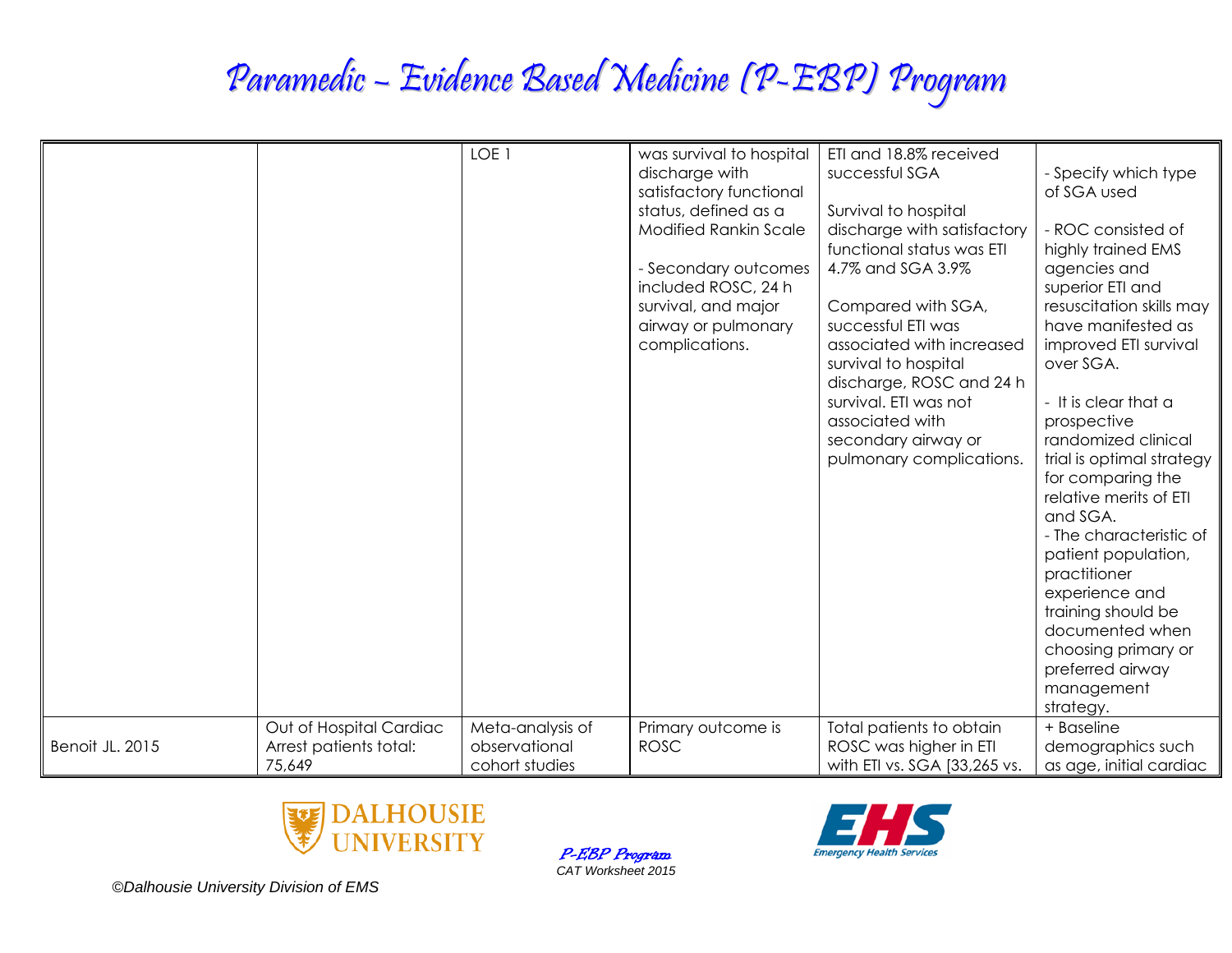| | | | | | |
|---|---|---|---|---|---|
| | | LOE 1 | was survival to hospital discharge with satisfactory functional status, defined as a Modified Rankin Scale<br><br>- Secondary outcomes included ROSC, 24 h survival, and major airway or pulmonary complications. | ETI and 18.8% received successful SGA<br><br>Survival to hospital discharge with satisfactory functional status was ETI 4.7% and SGA 3.9%<br><br>Compared with SGA, successful ETI was associated with increased survival to hospital discharge, ROSC and 24 h survival. ETI was not associated with secondary airway or pulmonary complications. | - Specify which type of SGA used<br><br>- ROC consisted of highly trained EMS agencies and superior ETI and resuscitation skills may have manifested as improved ETI survival over SGA.<br><br>- It is clear that a prospective randomized clinical trial is optimal strategy for comparing the relative merits of ETI and SGA.<br>- The characteristic of patient population, practitioner experience and training should be documented when choosing primary or preferred airway management strategy. |
| Benoit JL. 2015 | Out of Hospital Cardiac Arrest patients total: 75,649 | Meta-analysis of observational cohort studies | Primary outcome is ROSC | Total patients to obtain ROSC was higher in ETI with ETI vs. SGA [33,265 vs. | + Baseline demographics such as age, initial cardiac |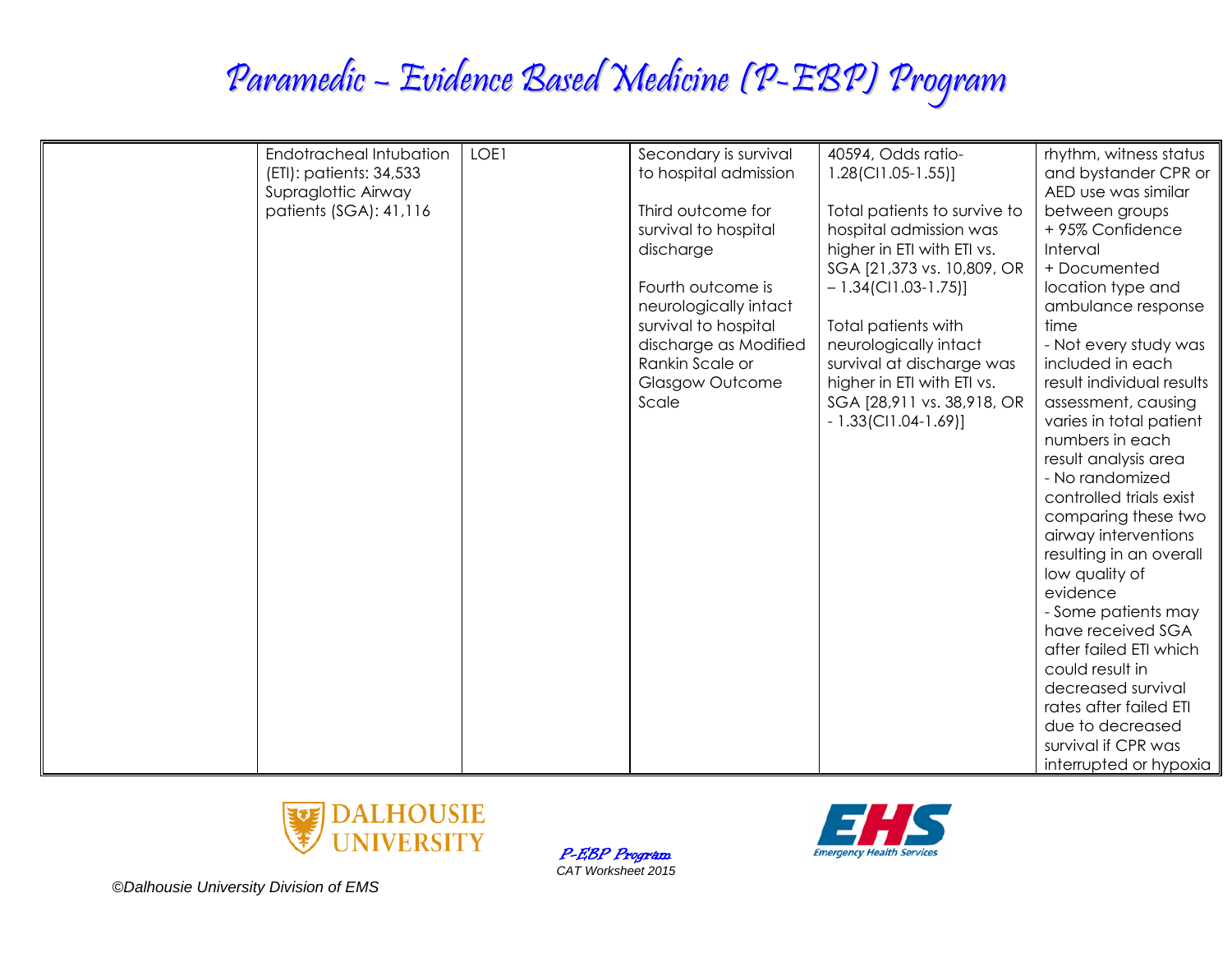# Paramedic – Evidence Based Medicine (P-EBP) Program

| | | | | | |
|---|---|---|---|---|---|
| | Endotracheal Intubation (ETI): patients: 34,533<br>Supraglottic Airway patients (SGA): 41,116 | LOE1 | Secondary is survival to hospital admission<br><br>Third outcome for survival to hospital discharge<br><br>Fourth outcome is neurologically intact survival to hospital discharge as Modified Rankin Scale or Glasgow Outcome Scale | 40594, Odds ratio- 1.28(CI1.05-1.55)]<br><br>Total patients to survive to hospital admission was higher in ETI with ETI vs. SGA [21,373 vs. 10,809, OR – 1.34(CI1.03-1.75)]<br><br>Total patients with neurologically intact survival at discharge was higher in ETI with ETI vs. SGA [28,911 vs. 38,918, OR - 1.33(CI1.04-1.69)] | rhythm, witness status and bystander CPR or AED use was similar between groups<br>+ 95% Confidence Interval<br>+ Documented location type and ambulance response time<br>- Not every study was included in each result individual results assessment, causing varies in total patient numbers in each result analysis area<br>- No randomized controlled trials exist comparing these two airway interventions resulting in an overall low quality of evidence<br>- Some patients may have received SGA after failed ETI which could result in decreased survival rates after failed ETI due to decreased survival if CPR was interrupted or hypoxia |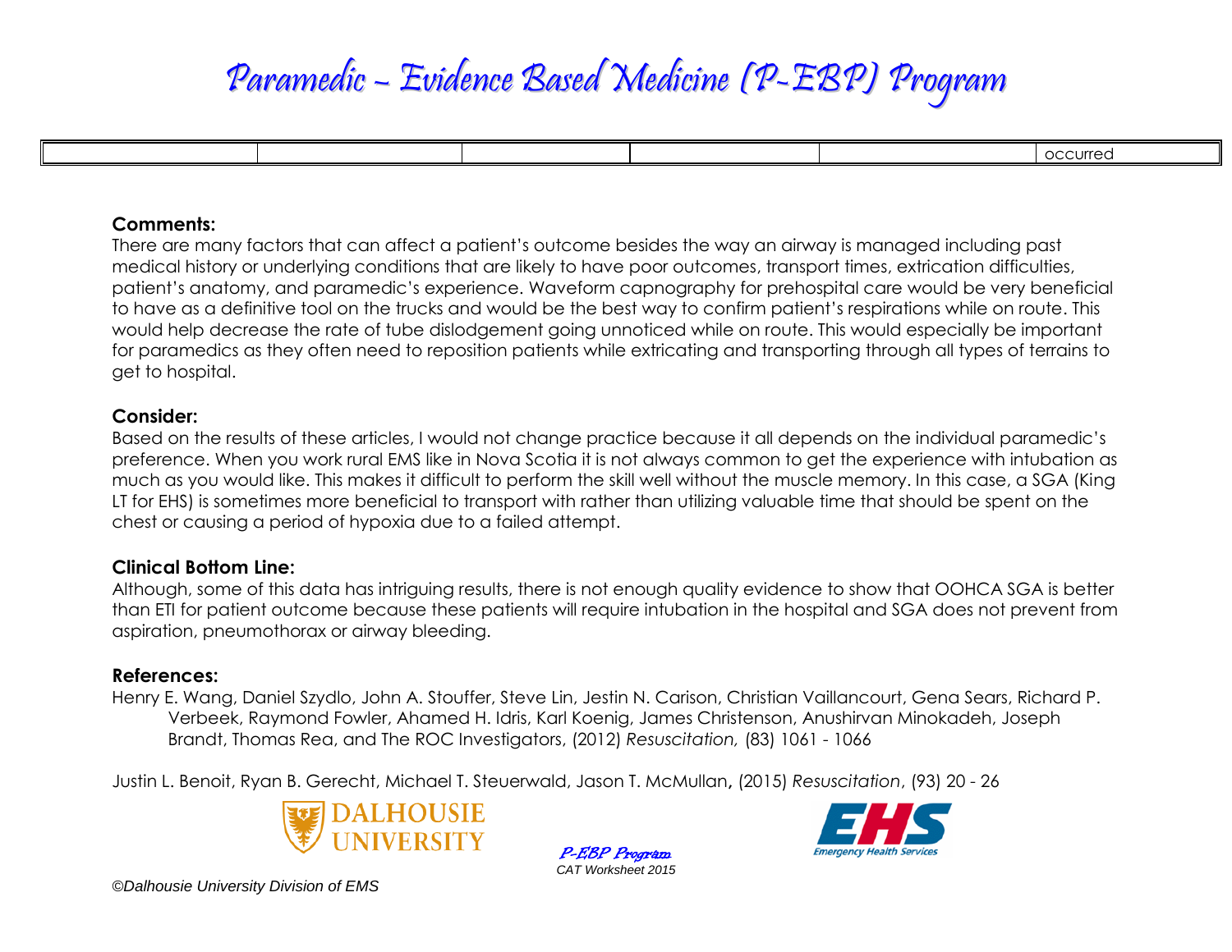| | | | | | |
|---|---|---|---|---|---|
| | | | | | occurred |

**Comments:**

There are many factors that can affect a patient's outcome besides the way an airway is managed including past medical history or underlying conditions that are likely to have poor outcomes, transport times, extrication difficulties, patient's anatomy, and paramedic's experience. Waveform capnography for prehospital care would be very beneficial to have as a definitive tool on the trucks and would be the best way to confirm patient's respirations while on route. This would help decrease the rate of tube dislodgement going unnoticed while on route. This would especially be important for paramedics as they often need to reposition patients while extricating and transporting through all types of terrains to get to hospital.

**Consider:**

Based on the results of these articles, I would not change practice because it all depends on the individual paramedic's preference. When you work rural EMS like in Nova Scotia it is not always common to get the experience with intubation as much as you would like. This makes it difficult to perform the skill well without the muscle memory. In this case, a SGA (King LT for EHS) is sometimes more beneficial to transport with rather than utilizing valuable time that should be spent on the chest or causing a period of hypoxia due to a failed attempt.

**Clinical Bottom Line:**

Although, some of this data has intriguing results, there is not enough quality evidence to show that OOHCA SGA is better than ETI for patient outcome because these patients will require intubation in the hospital and SGA does not prevent from aspiration, pneumothorax or airway bleeding.

**References:**

Henry E. Wang, Daniel Szydlo, John A. Stouffer, Steve Lin, Jestin N. Carison, Christian Vaillancourt, Gena Sears, Richard P. Verbeek, Raymond Fowler, Ahamed H. Idris, Karl Koenig, James Christenson, Anushirvan Minokadeh, Joseph Brandt, Thomas Rea, and The ROC Investigators, (2012) *Resuscitation,* (83) 1061 - 1066

Justin L. Benoit, Ryan B. Gerecht, Michael T. Steuerwald, Jason T. McMullan**,** (2015) *Resuscitation*, (93) 20 - 26